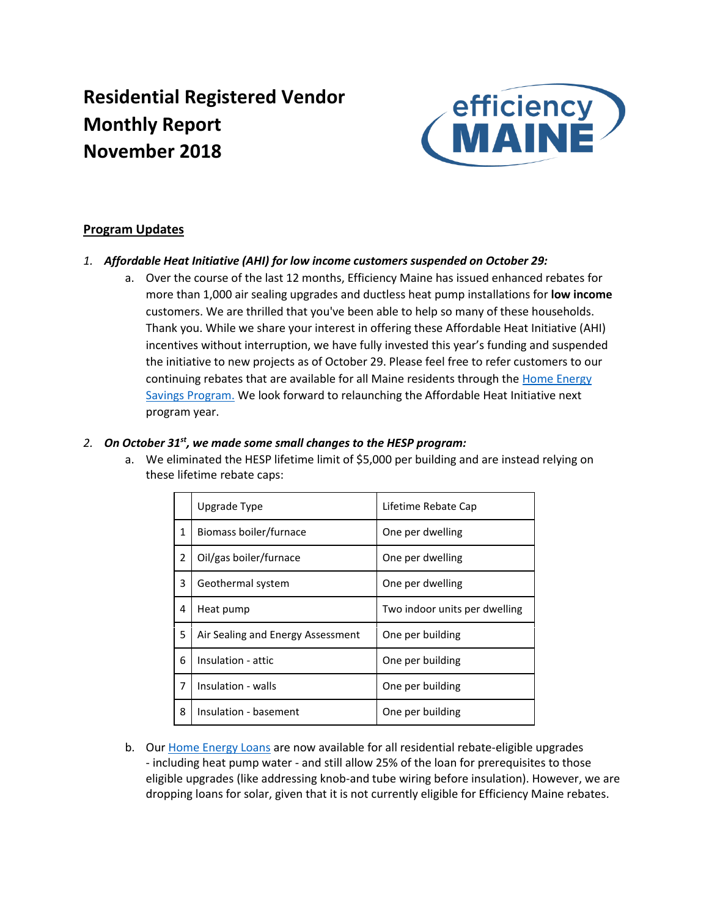# Residential Registered Vendor Monthly Report November 2018

## Program Updates

1. ***Affordable Heat Initiative (AHI) for low income customers suspended on October 29:***
   a. Over the course of the last 12 months, Efficiency Maine has issued enhanced rebates for more than 1,000 air sealing upgrades and ductless heat pump installations for **low income** customers. We are thrilled that you've been able to help so many of these households. Thank you. While we share your interest in offering these Affordable Heat Initiative (AHI) incentives without interruption, we have fully invested this year's funding and suspended the initiative to new projects as of October 29. Please feel free to refer customers to our continuing rebates that are available for all Maine residents through the Home Energy Savings Program. We look forward to relaunching the Affordable Heat Initiative next program year.

2. ***On October 31st, we made some small changes to the HESP program:***
   a. We eliminated the HESP lifetime limit of $5,000 per building and are instead relying on these lifetime rebate caps:

| | Upgrade Type | Lifetime Rebate Cap |
|---|---|---|
| 1 | Biomass boiler/furnace | One per dwelling |
| 2 | Oil/gas boiler/furnace | One per dwelling |
| 3 | Geothermal system | One per dwelling |
| 4 | Heat pump | Two indoor units per dwelling |
| 5 | Air Sealing and Energy Assessment | One per building |
| 6 | Insulation - attic | One per building |
| 7 | Insulation - walls | One per building |
| 8 | Insulation - basement | One per building |

   b. Our Home Energy Loans are now available for all residential rebate-eligible upgrades - including heat pump water - and still allow 25% of the loan for prerequisites to those eligible upgrades (like addressing knob-and tube wiring before insulation). However, we are dropping loans for solar, given that it is not currently eligible for Efficiency Maine rebates.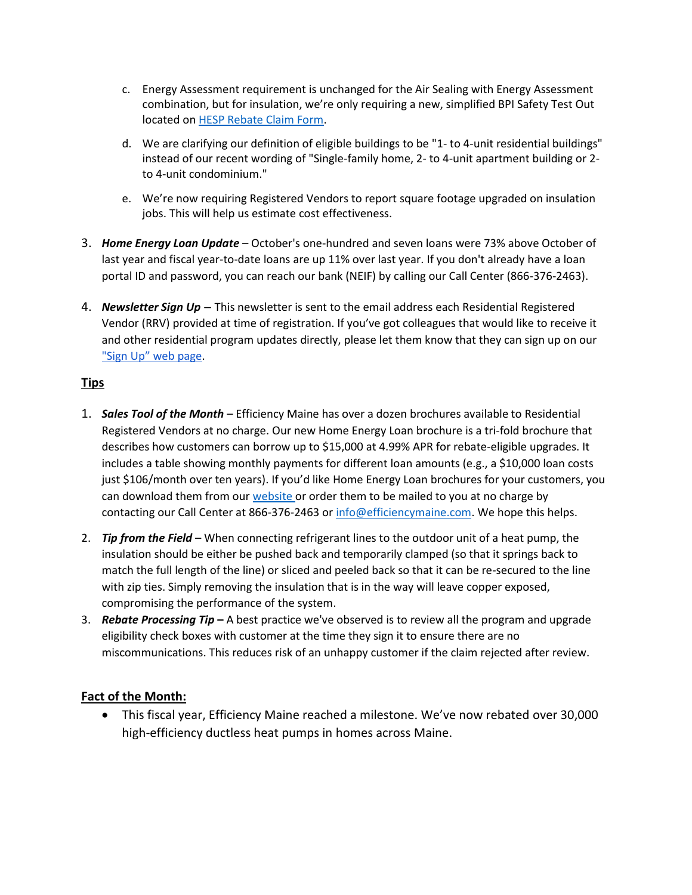c. Energy Assessment requirement is unchanged for the Air Sealing with Energy Assessment combination, but for insulation, we're only requiring a new, simplified BPI Safety Test Out located on [HESP Rebate Claim Form](#).

   d. We are clarifying our definition of eligible buildings to be "1- to 4-unit residential buildings" instead of our recent wording of "Single-family home, 2- to 4-unit apartment building or 2- to 4-unit condominium."

   e. We're now requiring Registered Vendors to report square footage upgraded on insulation jobs. This will help us estimate cost effectiveness.

3. ***Home Energy Loan Update*** – October's one-hundred and seven loans were 73% above October of last year and fiscal year-to-date loans are up 11% over last year. If you don't already have a loan portal ID and password, you can reach our bank (NEIF) by calling our Call Center (866-376-2463).

4. ***Newsletter Sign Up*** – This newsletter is sent to the email address each Residential Registered Vendor (RRV) provided at time of registration. If you've got colleagues that would like to receive it and other residential program updates directly, please let them know that they can sign up on our ["Sign Up" web page](#).

## Tips

1. ***Sales Tool of the Month*** – Efficiency Maine has over a dozen brochures available to Residential Registered Vendors at no charge. Our new Home Energy Loan brochure is a tri-fold brochure that describes how customers can borrow up to $15,000 at 4.99% APR for rebate-eligible upgrades. It includes a table showing monthly payments for different loan amounts (e.g., a $10,000 loan costs just $106/month over ten years). If you'd like Home Energy Loan brochures for your customers, you can download them from our [website](#) or order them to be mailed to you at no charge by contacting our Call Center at 866-376-2463 or [info@efficiencymaine.com](mailto:info@efficiencymaine.com). We hope this helps.

2. ***Tip from the Field*** – When connecting refrigerant lines to the outdoor unit of a heat pump, the insulation should be either be pushed back and temporarily clamped (so that it springs back to match the full length of the line) or sliced and peeled back so that it can be re-secured to the line with zip ties. Simply removing the insulation that is in the way will leave copper exposed, compromising the performance of the system.

3. ***Rebate Processing Tip –*** A best practice we've observed is to review all the program and upgrade eligibility check boxes with customer at the time they sign it to ensure there are no miscommunications. This reduces risk of an unhappy customer if the claim rejected after review.

## Fact of the Month:

- This fiscal year, Efficiency Maine reached a milestone. We've now rebated over 30,000 high-efficiency ductless heat pumps in homes across Maine.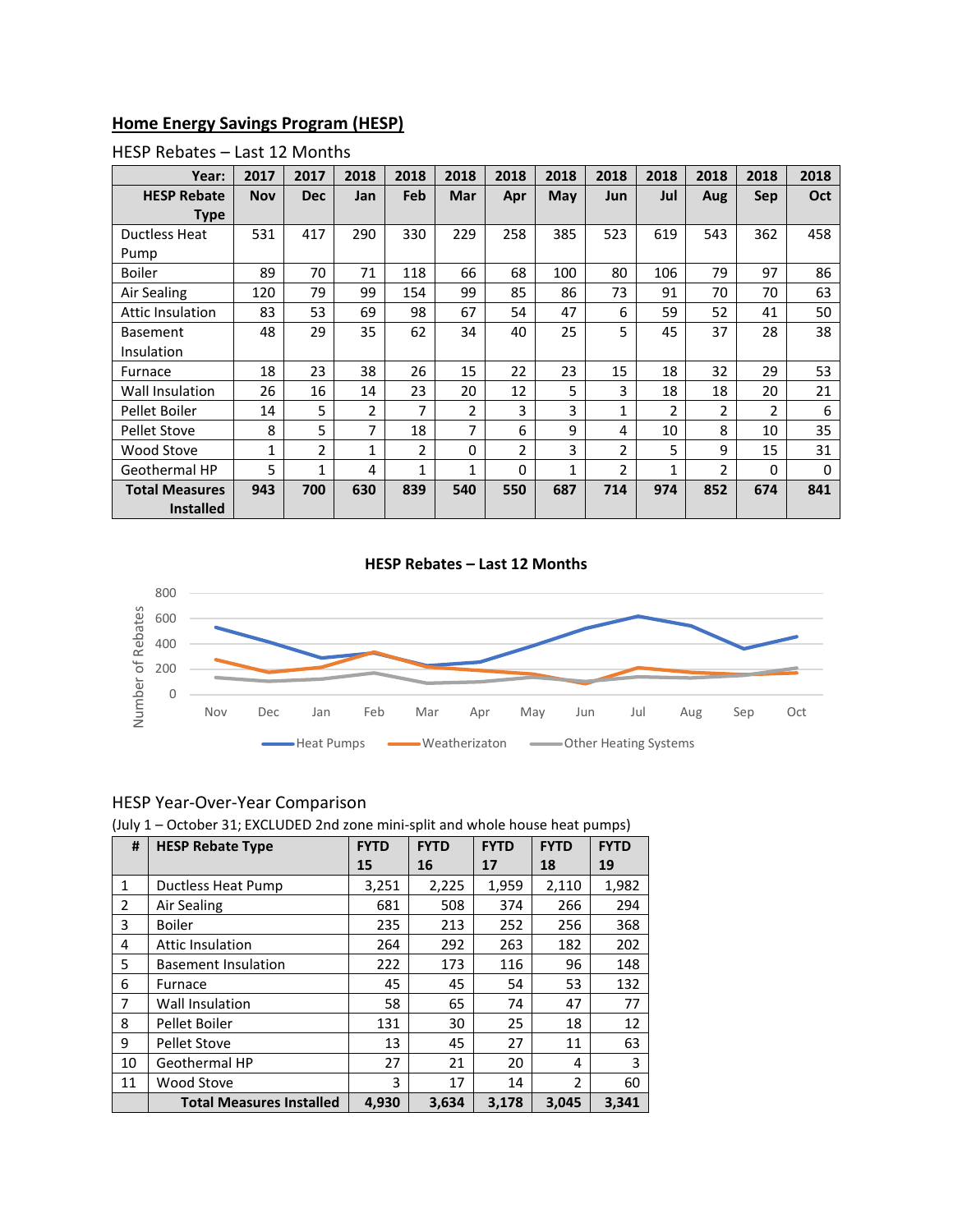## Home Energy Savings Program (HESP)

HESP Rebates – Last 12 Months

| Year: | 2017 | 2017 | 2018 | 2018 | 2018 | 2018 | 2018 | 2018 | 2018 | 2018 | 2018 | 2018 |
|---|---|---|---|---|---|---|---|---|---|---|---|---|
| **HESP Rebate Type** | **Nov** | **Dec** | **Jan** | **Feb** | **Mar** | **Apr** | **May** | **Jun** | **Jul** | **Aug** | **Sep** | **Oct** |
| Ductless Heat Pump | 531 | 417 | 290 | 330 | 229 | 258 | 385 | 523 | 619 | 543 | 362 | 458 |
| Boiler | 89 | 70 | 71 | 118 | 66 | 68 | 100 | 80 | 106 | 79 | 97 | 86 |
| Air Sealing | 120 | 79 | 99 | 154 | 99 | 85 | 86 | 73 | 91 | 70 | 70 | 63 |
| Attic Insulation | 83 | 53 | 69 | 98 | 67 | 54 | 47 | 6 | 59 | 52 | 41 | 50 |
| Basement Insulation | 48 | 29 | 35 | 62 | 34 | 40 | 25 | 5 | 45 | 37 | 28 | 38 |
| Furnace | 18 | 23 | 38 | 26 | 15 | 22 | 23 | 15 | 18 | 32 | 29 | 53 |
| Wall Insulation | 26 | 16 | 14 | 23 | 20 | 12 | 5 | 3 | 18 | 18 | 20 | 21 |
| Pellet Boiler | 14 | 5 | 2 | 7 | 2 | 3 | 3 | 1 | 2 | 2 | 2 | 6 |
| Pellet Stove | 8 | 5 | 7 | 18 | 7 | 6 | 9 | 4 | 10 | 8 | 10 | 35 |
| Wood Stove | 1 | 2 | 1 | 2 | 0 | 2 | 3 | 2 | 5 | 9 | 15 | 31 |
| Geothermal HP | 5 | 1 | 4 | 1 | 1 | 0 | 1 | 2 | 1 | 2 | 0 | 0 |
| **Total Measures Installed** | **943** | **700** | **630** | **839** | **540** | **550** | **687** | **714** | **974** | **852** | **674** | **841** |

**HESP Rebates – Last 12 Months**

HESP Year-Over-Year Comparison

(July 1 – October 31; EXCLUDED 2nd zone mini-split and whole house heat pumps)

| # | HESP Rebate Type | FYTD 15 | FYTD 16 | FYTD 17 | FYTD 18 | FYTD 19 |
|---|---|---|---|---|---|---|
| 1 | Ductless Heat Pump | 3,251 | 2,225 | 1,959 | 2,110 | 1,982 |
| 2 | Air Sealing | 681 | 508 | 374 | 266 | 294 |
| 3 | Boiler | 235 | 213 | 252 | 256 | 368 |
| 4 | Attic Insulation | 264 | 292 | 263 | 182 | 202 |
| 5 | Basement Insulation | 222 | 173 | 116 | 96 | 148 |
| 6 | Furnace | 45 | 45 | 54 | 53 | 132 |
| 7 | Wall Insulation | 58 | 65 | 74 | 47 | 77 |
| 8 | Pellet Boiler | 131 | 30 | 25 | 18 | 12 |
| 9 | Pellet Stove | 13 | 45 | 27 | 11 | 63 |
| 10 | Geothermal HP | 27 | 21 | 20 | 4 | 3 |
| 11 | Wood Stove | 3 | 17 | 14 | 2 | 60 |
| | **Total Measures Installed** | **4,930** | **3,634** | **3,178** | **3,045** | **3,341** |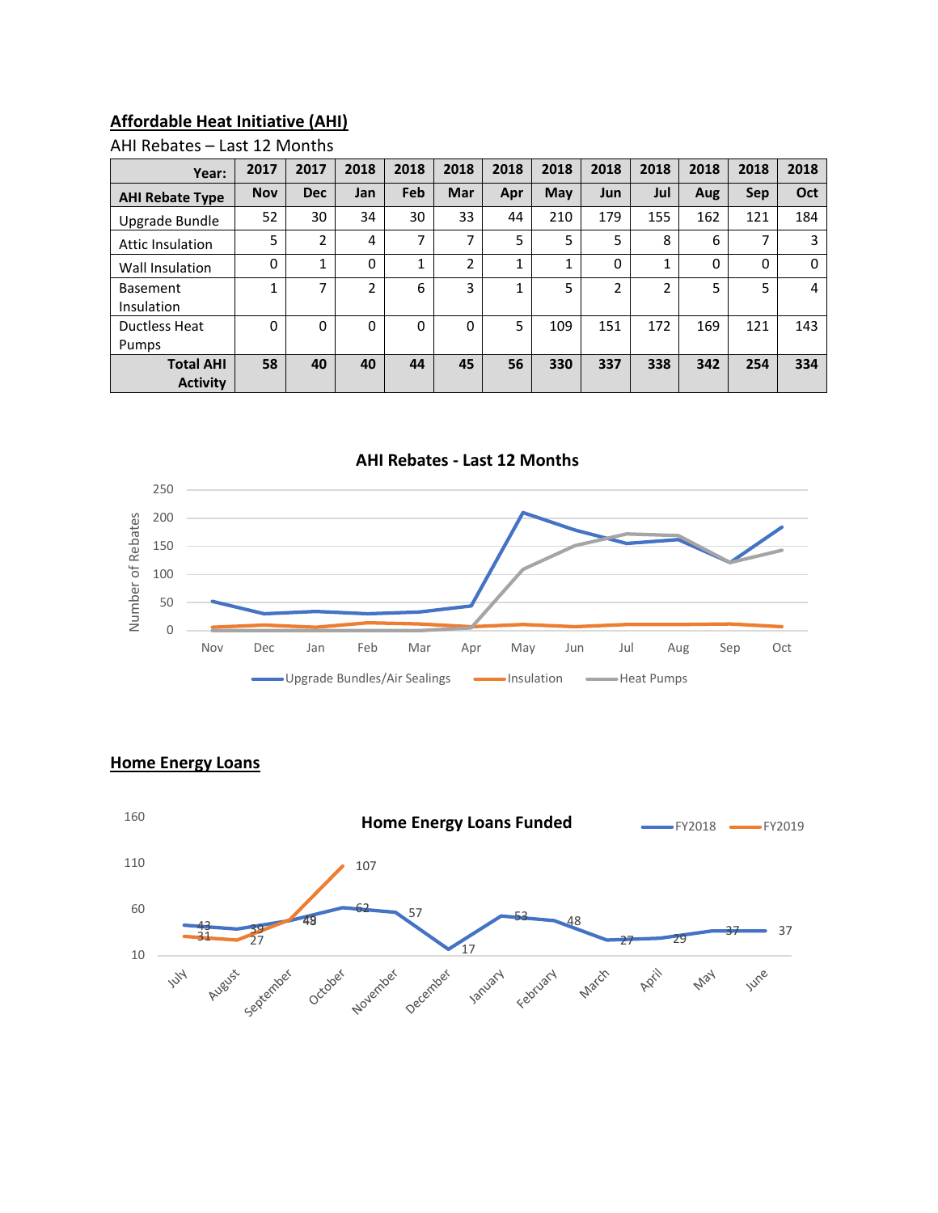## Affordable Heat Initiative (AHI)

AHI Rebates – Last 12 Months

| Year: | 2017 | 2017 | 2018 | 2018 | 2018 | 2018 | 2018 | 2018 | 2018 | 2018 | 2018 | 2018 |
|---|---|---|---|---|---|---|---|---|---|---|---|---|
| **AHI Rebate Type** | **Nov** | **Dec** | **Jan** | **Feb** | **Mar** | **Apr** | **May** | **Jun** | **Jul** | **Aug** | **Sep** | **Oct** |
| Upgrade Bundle | 52 | 30 | 34 | 30 | 33 | 44 | 210 | 179 | 155 | 162 | 121 | 184 |
| Attic Insulation | 5 | 2 | 4 | 7 | 7 | 5 | 5 | 5 | 8 | 6 | 7 | 3 |
| Wall Insulation | 0 | 1 | 0 | 1 | 2 | 1 | 1 | 0 | 1 | 0 | 0 | 0 |
| Basement Insulation | 1 | 7 | 2 | 6 | 3 | 1 | 5 | 2 | 2 | 5 | 5 | 4 |
| Ductless Heat Pumps | 0 | 0 | 0 | 0 | 0 | 5 | 109 | 151 | 172 | 169 | 121 | 143 |
| **Total AHI Activity** | **58** | **40** | **40** | **44** | **45** | **56** | **330** | **337** | **338** | **342** | **254** | **334** |

**AHI Rebates - Last 12 Months**

## Home Energy Loans

**Home Energy Loans Funded**

| Month | FY2018 | FY2019 |
|---|---|---|
| July | 43 | 31 |
| August | 39 | 27 |
| September | 48 | 48 |
| October | 62 | 107 |
| November | 57 | |
| December | 17 | |
| January | 53 | |
| February | 48 | |
| March | 27 | |
| April | 29 | |
| May | 37 | |
| June | 37 | |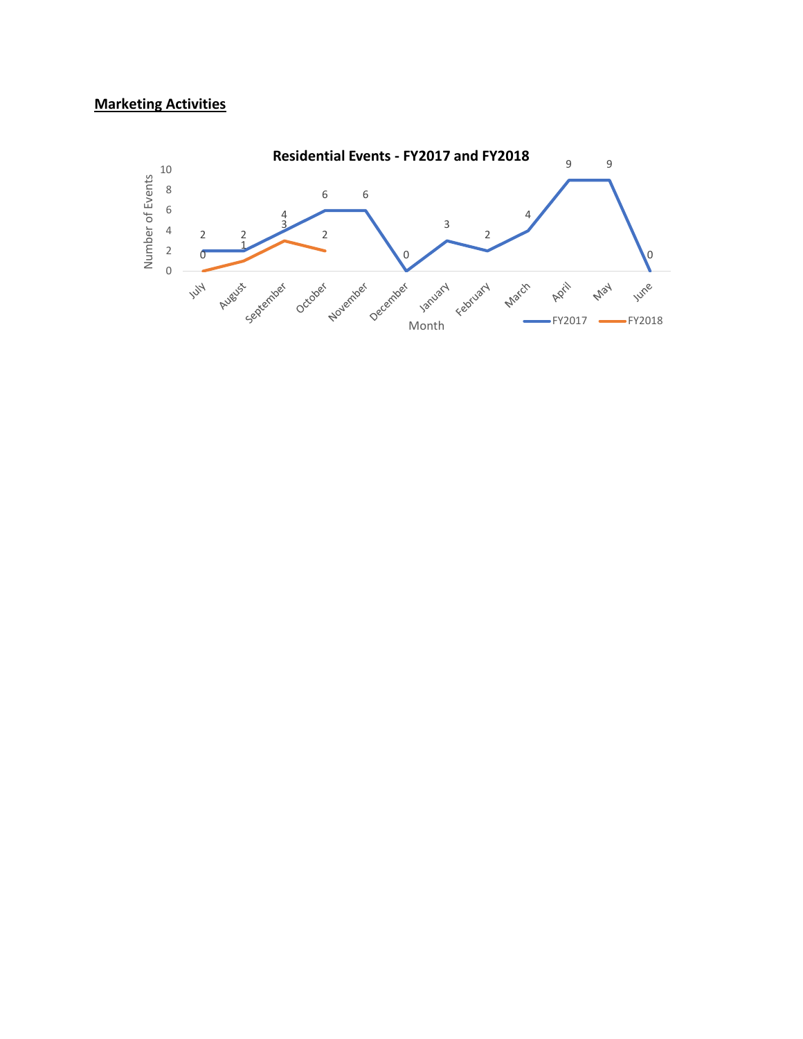## Marketing Activities

Residential Events - FY2017 and FY2018

Number of Events

10
8
6
4
2
0

2 2 4 6 6 0 3 2 4 9 9 0

0 1 3 2

July August September October November December January February March April May June

Month

FY2017 FY2018